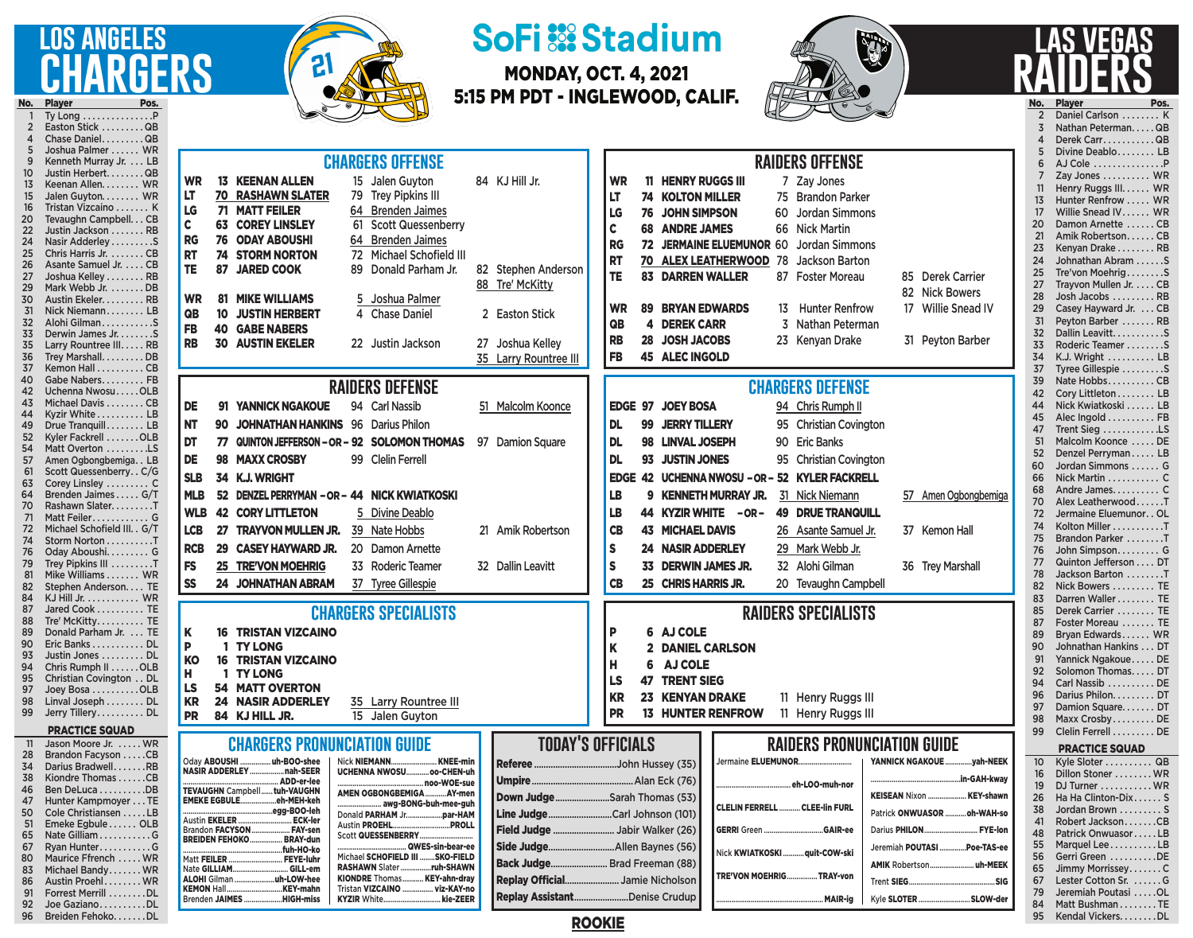# LOS ANGELES CHARGERS vs LAS VEGAS RAIDERS

**SoFi Stadium**

**MONDAY, OCT. 4, 2021**
**5:15 PM PDT - INGLEWOOD, CALIF.**

## Los Angeles Chargers Roster

| No. | Player | Pos. |
|---|---|---|
| 1 | Ty Long | P |
| 2 | Easton Stick | QB |
| 4 | Chase Daniel | QB |
| 5 | Joshua Palmer | WR |
| 9 | Kenneth Murray Jr. | LB |
| 10 | Justin Herbert | QB |
| 13 | Keenan Allen | WR |
| 15 | Jalen Guyton | WR |
| 16 | Tristan Vizcaino | K |
| 20 | Tevaughn Campbell | CB |
| 22 | Justin Jackson | RB |
| 24 | Nasir Adderley | S |
| 25 | Chris Harris Jr. | CB |
| 26 | Asante Samuel Jr. | CB |
| 27 | Joshua Kelley | RB |
| 29 | Mark Webb Jr. | DB |
| 30 | Austin Ekeler | RB |
| 31 | Nick Niemann | LB |
| 32 | Alohi Gilman | S |
| 33 | Derwin James Jr. | S |
| 35 | Larry Rountree III | RB |
| 36 | Trey Marshall | DB |
| 37 | Kemon Hall | CB |
| 40 | Gabe Nabers | FB |
| 42 | Uchenna Nwosu | OLB |
| 43 | Michael Davis | CB |
| 44 | Kyzir White | LB |
| 49 | Drue Tranquill | LB |
| 52 | Kyler Fackrell | OLB |
| 54 | Matt Overton | LS |
| 57 | Amen Ogbongbemiga | LB |
| 61 | Scott Quessenberry | C/G |
| 63 | Corey Linsley | C |
| 64 | Brenden Jaimes | G/T |
| 70 | Rashawn Slater | T |
| 71 | Matt Feiler | G |
| 72 | Michael Schofield III | G/T |
| 74 | Storm Norton | T |
| 76 | Oday Aboushi | G |
| 79 | Trey Pipkins III | T |
| 81 | Mike Williams | WR |
| 82 | Stephen Anderson | TE |
| 84 | KJ Hill Jr. | WR |
| 87 | Jared Cook | TE |
| 88 | Tre' McKitty | TE |
| 89 | Donald Parham Jr. | TE |
| 90 | Eric Banks | DL |
| 93 | Justin Jones | DL |
| 94 | Chris Rumph II | OLB |
| 95 | Christian Covington | DL |
| 97 | Joey Bosa | OLB |
| 98 | Linval Joseph | DL |
| 99 | Jerry Tillery | DL |

### PRACTICE SQUAD

| No. | Player | Pos. |
|---|---|---|
| 11 | Jason Moore Jr. | WR |
| 28 | Brandon Facyson | CB |
| 34 | Darius Bradwell | RB |
| 38 | Kiondre Thomas | CB |
| 46 | Ben DeLuca | DB |
| 47 | Hunter Kampmoyer | TE |
| 50 | Cole Christiansen | LB |
| 51 | Emeke Egbule | OLB |
| 65 | Nate Gilliam | G |
| 67 | Ryan Hunter | G |
| 80 | Maurice Ffrench | WR |
| 83 | Michael Bandy | WR |
| 86 | Austin Proehl | WR |
| 91 | Forrest Merrill | DL |
| 92 | Joe Gaziano | DL |
| 96 | Breiden Fehoko | DL |

## CHARGERS OFFENSE

| Pos. | Starter | | | |
|---|---|---|---|---|
| WR | 13 KEENAN ALLEN | 15 Jalen Guyton | 84 KJ Hill Jr. | |
| LT | 70 RASHAWN SLATER | 79 Trey Pipkins III | | |
| LG | 71 MATT FEILER | 64 Brenden Jaimes | | |
| C | 63 COREY LINSLEY | 61 Scott Quessenberry | | |
| RG | 76 ODAY ABOUSHI | 64 Brenden Jaimes | | |
| RT | 74 STORM NORTON | 72 Michael Schofield III | | |
| TE | 87 JARED COOK | 89 Donald Parham Jr. | 82 Stephen Anderson | 88 Tre' McKitty |
| WR | 81 MIKE WILLIAMS | 5 Joshua Palmer | | |
| QB | 10 JUSTIN HERBERT | 4 Chase Daniel | 2 Easton Stick | |
| FB | 40 GABE NABERS | | | |
| RB | 30 AUSTIN EKELER | 22 Justin Jackson | 27 Joshua Kelley | 35 Larry Rountree III |

## RAIDERS DEFENSE

| Pos. | Starter | | |
|---|---|---|---|
| DE | 91 YANNICK NGAKOUE | 94 Carl Nassib | 51 Malcolm Koonce |
| NT | 90 JOHNATHAN HANKINS | 96 Darius Philon | |
| DT | 77 QUINTON JEFFERSON – OR – 92 SOLOMON THOMAS | 97 Damion Square | |
| DE | 98 MAXX CROSBY | 99 Clelin Ferrell | |
| SLB | 34 K.J. WRIGHT | | |
| MLB | 52 DENZEL PERRYMAN – OR – 44 NICK KWIATKOSKI | | |
| WLB | 42 CORY LITTLETON | 5 Divine Deablo | |
| LCB | 27 TRAYVON MULLEN JR. | 39 Nate Hobbs | 21 Amik Robertson |
| RCB | 29 CASEY HAYWARD JR. | 20 Damon Arnette | |
| FS | 25 TRE'VON MOEHRIG | 33 Roderic Teamer | 32 Dallin Leavitt |
| SS | 24 JOHNATHAN ABRAM | 37 Tyree Gillespie | |

## CHARGERS SPECIALISTS

| Pos. | Starter | Backup |
|---|---|---|
| K | 16 TRISTAN VIZCAINO | |
| P | 1 TY LONG | |
| KO | 16 TRISTAN VIZCAINO | |
| H | 1 TY LONG | |
| LS | 54 MATT OVERTON | |
| KR | 24 NASIR ADDERLEY | 35 Larry Rountree III |
| PR | 84 KJ HILL JR. | 15 Jalen Guyton |

## CHARGERS PRONUNCIATION GUIDE

| Name | Pronunciation |
|---|---|
| Oday ABOUSHI | uh-BOO-shee |
| NASIR ADDERLEY | nah-SEER / ADD-er-lee |
| TEVAUGHN Campbell | tuh-VAUGHN |
| EMEKE EGBULE | eh-MEH-keh / egg-BOO-leh |
| Austin EKELER | ECK-ler |
| Brandon FACYSON | FAY-sen |
| BREIDEN FEHOKO | BRAY-dun / fuh-HO-ko |
| Matt FEILER | FEYE-luhr |
| Nate GILLIAM | GILL-em |
| ALOHI Gilman | uh-LOW-hee |
| KEMON Hall | KEY-mahn |
| Brenden JAIMES | HIGH-miss |
| Nick NIEMANN | KNEE-min |
| UCHENNA NWOSU | oo-CHEN-uh / noo-WOE-sue |
| AMEN OGBONGBEMIGA | AY-men / awg-BONG-buh-mee-guh |
| Donald PARHAM Jr. | par-HAM |
| Austin PROEHL | PROLL |
| Scott QUESSENBERRY | QWES-sin-bear-ee |
| Michael SCHOFIELD III | SKO-FIELD |
| RASHAWN Slater | ruh-SHAWN |
| KIONDRE Thomas | KEY-ahn-dray |
| Tristan VIZCAINO | viz-KAY-no |
| KYZIR White | kie-ZEER |

## RAIDERS OFFENSE

| Pos. | Starter | | |
|---|---|---|---|
| WR | 11 HENRY RUGGS III | 7 Zay Jones | |
| LT | 74 KOLTON MILLER | 75 Brandon Parker | |
| LG | 76 JOHN SIMPSON | 60 Jordan Simmons | |
| C | 68 ANDRE JAMES | 66 Nick Martin | |
| RG | 72 JERMAINE ELUEMUNOR | 60 Jordan Simmons | |
| RT | 70 ALEX LEATHERWOOD | 78 Jackson Barton | |
| TE | 83 DARREN WALLER | 87 Foster Moreau | 85 Derek Carrier / 82 Nick Bowers |
| WR | 89 BRYAN EDWARDS | 13 Hunter Renfrow | 17 Willie Snead IV |
| QB | 4 DEREK CARR | 3 Nathan Peterman | |
| RB | 28 JOSH JACOBS | 23 Kenyan Drake | 31 Peyton Barber |
| FB | 45 ALEC INGOLD | | |

## CHARGERS DEFENSE

| Pos. | Starter | | |
|---|---|---|---|
| EDGE | 97 JOEY BOSA | 94 Chris Rumph II | |
| DL | 99 JERRY TILLERY | 95 Christian Covington | |
| DL | 98 LINVAL JOSEPH | 90 Eric Banks | |
| DL | 93 JUSTIN JONES | 95 Christian Covington | |
| EDGE | 42 UCHENNA NWOSU – OR – 52 KYLER FACKRELL | | |
| LB | 9 KENNETH MURRAY JR. | 31 Nick Niemann | 57 Amen Ogbongbemiga |
| LB | 44 KYZIR WHITE – OR – 49 DRUE TRANQUILL | | |
| CB | 43 MICHAEL DAVIS | 26 Asante Samuel Jr. | 37 Kemon Hall |
| S | 24 NASIR ADDERLEY | 29 Mark Webb Jr. | |
| S | 33 DERWIN JAMES JR. | 32 Alohi Gilman | 36 Trey Marshall |
| CB | 25 CHRIS HARRIS JR. | 20 Tevaughn Campbell | |

## RAIDERS SPECIALISTS

| Pos. | Starter | Backup |
|---|---|---|
| P | 6 AJ COLE | |
| K | 2 DANIEL CARLSON | |
| H | 6 AJ COLE | |
| LS | 47 TRENT SIEG | |
| KR | 23 KENYAN DRAKE | 11 Henry Ruggs III |
| PR | 13 HUNTER RENFROW | 11 Henry Ruggs III |

## TODAY'S OFFICIALS

| Position | Official |
|---|---|
| Referee | John Hussey (35) |
| Umpire | Alan Eck (76) |
| Down Judge | Sarah Thomas (53) |
| Line Judge | Carl Johnson (101) |
| Field Judge | Jabir Walker (26) |
| Side Judge | Allen Baynes (56) |
| Back Judge | Brad Freeman (88) |
| Replay Official | Jamie Nicholson |
| Replay Assistant | Denise Crudup |

## RAIDERS PRONUNCIATION GUIDE

| Name | Pronunciation |
|---|---|
| Jermaine ELUEMUNOR | eh-LOO-muh-nor |
| CLELIN FERRELL | CLEE-lin FURL |
| GERRI Green | GAIR-ee |
| Nick KWIATKOSKI | quit-COW-ski |
| TRE'VON MOEHRIG | TRAY-von / MAIR-ig |
| YANNICK NGAKOUE | yah-NEEK / in-GAH-kway |
| KEISEAN Nixon | KEY-shawn |
| Patrick ONWUASOR | oh-WAH-so |
| Darius PHILON | FYE-lon |
| Jeremiah POUTASI | Poe-TAS-ee |
| AMIK Robertson | uh-MEEK |
| Trent SIEG | SIG |
| Kyle SLOTER | SLOW-der |

## Las Vegas Raiders Roster

| No. | Player | Pos. |
|---|---|---|
| 2 | Daniel Carlson | K |
| 3 | Nathan Peterman | QB |
| 4 | Derek Carr | QB |
| 5 | Divine Deablo | LB |
| 6 | AJ Cole | P |
| 7 | Zay Jones | WR |
| 11 | Henry Ruggs III | WR |
| 13 | Hunter Renfrow | WR |
| 17 | Willie Snead IV | WR |
| 20 | Damon Arnette | CB |
| 21 | Amik Robertson | CB |
| 23 | Kenyan Drake | RB |
| 24 | Johnathan Abram | S |
| 25 | Tre'von Moehrig | S |
| 27 | Trayvon Mullen Jr. | CB |
| 28 | Josh Jacobs | RB |
| 29 | Casey Hayward Jr. | CB |
| 31 | Peyton Barber | RB |
| 32 | Dallin Leavitt | S |
| 33 | Roderic Teamer | S |
| 34 | K.J. Wright | LB |
| 37 | Tyree Gillespie | S |
| 39 | Nate Hobbs | CB |
| 42 | Cory Littleton | LB |
| 44 | Nick Kwiatkoski | LB |
| 45 | Alec Ingold | FB |
| 47 | Trent Sieg | LS |
| 51 | Malcolm Koonce | DE |
| 52 | Denzel Perryman | LB |
| 60 | Jordan Simmons | G |
| 66 | Nick Martin | C |
| 68 | Andre James | C |
| 70 | Alex Leatherwood | T |
| 72 | Jermaine Eluemunor | OL |
| 74 | Kolton Miller | T |
| 75 | Brandon Parker | T |
| 76 | John Simpson | G |
| 77 | Quinton Jefferson | DT |
| 78 | Jackson Barton | T |
| 82 | Nick Bowers | TE |
| 83 | Darren Waller | TE |
| 85 | Derek Carrier | TE |
| 87 | Foster Moreau | TE |
| 89 | Bryan Edwards | WR |
| 90 | Johnathan Hankins | DT |
| 91 | Yannick Ngakoue | DE |
| 92 | Solomon Thomas | DT |
| 94 | Carl Nassib | DE |
| 96 | Darius Philon | DT |
| 97 | Damion Square | DT |
| 98 | Maxx Crosby | DE |
| 99 | Clelin Ferrell | DE |

### PRACTICE SQUAD

| No. | Player | Pos. |
|---|---|---|
| 10 | Kyle Sloter | QB |
| 16 | Dillon Stoner | WR |
| 19 | DJ Turner | WR |
| 26 | Ha Ha Clinton-Dix | S |
| 38 | Jordan Brown | S |
| 41 | Robert Jackson | CB |
| 48 | Patrick Onwuasor | LB |
| 55 | Marquel Lee | LB |
| 56 | Gerri Green | DE |
| 65 | Jimmy Morrissey | C |
| 67 | Lester Cotton Sr. | G |
| 79 | Jeremiah Poutasi | OL |
| 84 | Matt Bushman | TE |
| 95 | Kendal Vickers | DL |

ROOKIE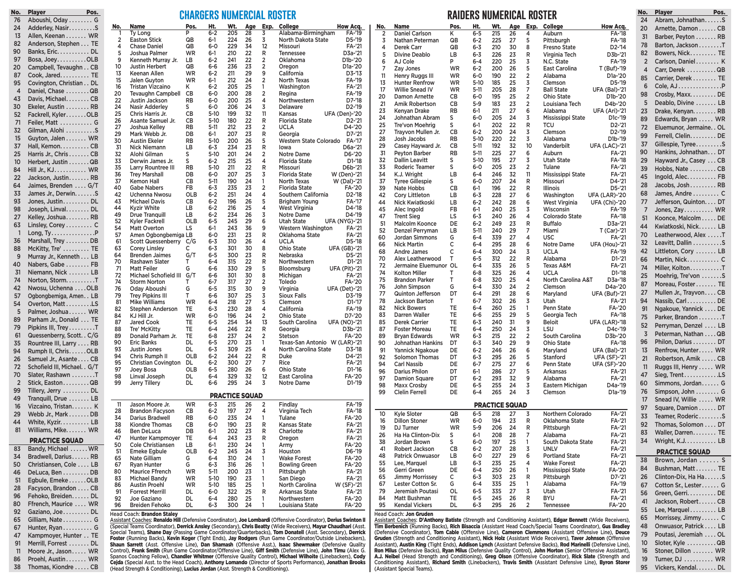| No. | Player | Pos. |
|---|---|---|
| 76 | Aboushi, Oday | G |
| 24 | Adderley, Nasir | S |
| 13 | Allen, Keenan | WR |
| 82 | Anderson, Stephen | TE |
| 90 | Banks, Eric | DL |
| 97 | Bosa, Joey | OLB |
| 20 | Campbell, Tevaughn | CB |
| 87 | Cook, Jared | TE |
| 95 | Covington, Christian | DL |
| 4 | Daniel, Chase | QB |
| 43 | Davis, Michael | CB |
| 30 | Ekeler, Austin | RB |
| 52 | Fackrell, Kyler | OLB |
| 71 | Feiler, Matt | G |
| 32 | Gilman, Alohi | S |
| 15 | Guyton, Jalen | WR |
| 37 | Hall, Kemon | CB |
| 25 | Harris Jr., Chris | CB |
| 10 | Herbert, Justin | QB |
| 84 | Hill Jr., KJ | WR |
| 22 | Jackson, Justin | RB |
| 64 | Jaimes, Brenden | G/T |
| 33 | James Jr., Derwin | S |
| 93 | Jones, Justin | DL |
| 98 | Joseph, Linval | DL |
| 27 | Kelley, Joshua | RB |
| 63 | Linsley, Corey | C |
| 1 | Long, Ty | P |
| 36 | Marshall, Trey | DB |
| 88 | McKitty, Tre' | TE |
| 9 | Murray Jr., Kenneth | LB |
| 40 | Nabers, Gabe | FB |
| 31 | Niemann, Nick | LB |
| 74 | Norton, Storm | T |
| 42 | Nwosu, Uchenna | OLB |
| 57 | Ogbongbemiga, Amen | LB |
| 54 | Overton, Matt | LS |
| 5 | Palmer, Joshua | WR |
| 89 | Parham Jr., Donald | TE |
| 79 | Pipkins III, Trey | T |
| 61 | Quessenberry, Scott | C/G |
| 35 | Rountree III, Larry | RB |
| 94 | Rumph II, Chris | OLB |
| 26 | Samuel Jr., Asante | CB |
| 72 | Schofield III, Michael | G/T |
| 70 | Slater, Rashawn | T |
| 2 | Stick, Easton | QB |
| 99 | Tillery, Jerry | DL |
| 49 | Tranquill, Drue | LB |
| 16 | Vizcaino, Tristan | K |
| 29 | Webb Jr., Mark | DB |
| 44 | White, Kyzir | LB |
| 81 | Williams, Mike | WR |

**PRACTICE SQUAD**

| No. | Player | Pos. |
|---|---|---|
| 83 | Bandy, Michael | WR |
| 34 | Bradwell, Darius | RB |
| 50 | Christiansen, Cole | LB |
| 46 | DeLuca, Ben | DB |
| 51 | Egbule, Emeke | OLB |
| 28 | Facyson, Brandon | CB |
| 96 | Fehoko, Breiden | DL |
| 80 | Ffrench, Maurice | WR |
| 92 | Gaziano, Joe | DL |
| 65 | Gilliam, Nate | G |
| 67 | Hunter, Ryan | G |
| 47 | Kampmoyer, Hunter | TE |
| 91 | Merrill, Forrest | DL |
| 11 | Moore Jr., Jason | WR |
| 86 | Proehl, Austin | WR |
| 38 | Thomas, Kiondre | CB |

# CHARGERS NUMERCIAL ROSTER

| No. | Name | Pos. | Ht. | Wt. | Age | Exp. | College | How Acq. |
|---|---|---|---|---|---|---|---|---|
| 1 | Ty Long | P | 6-2 | 205 | 28 | 3 | Alabama-Birmingham | FA-'19 |
| 2 | Easton Stick | QB | 6-1 | 224 | 26 | 3 | North Dakota State | D5-'19 |
| 4 | Chase Daniel | QB | 6-0 | 229 | 34 | 12 | Missouri | FA-'21 |
| 5 | Joshua Palmer | WR | 6-1 | 210 | 22 | R | Tennessee | D3a-'21 |
| 9 | Kenneth Murray Jr. | LB | 6-2 | 241 | 22 | 2 | Oklahoma | D1b-'20 |
| 10 | Justin Herbert | QB | 6-6 | 236 | 23 | 2 | Oregon | D1a-'20 |
| 13 | Keenan Allen | WR | 6-2 | 211 | 29 | 9 | California | D3-'13 |
| 15 | Jalen Guyton | WR | 6-1 | 212 | 24 | 2 | North Texas | FA-'19 |
| 16 | Tristan Vizcaino | K | 6-2 | 205 | 25 | 1 | Washington | FA-'21 |
| 20 | Tevaughn Campbell | CB | 6-0 | 200 | 28 | 2 | Regina | FA-'19 |
| 22 | Justin Jackson | RB | 6-0 | 200 | 25 | 4 | Northwestern | D7-'18 |
| 24 | Nasir Adderley | S | 6-0 | 206 | 24 | 3 | Delaware | D2-'19 |
| 25 | Chris Harris Jr. | CB | 5-10 | 199 | 32 | 11 | Kansas | UFA (Den)-'20 |
| 26 | Asante Samuel Jr. | CB | 5-10 | 180 | 22 | R | Florida State | D2-'21 |
| 27 | Joshua Kelley | RB | 5-11 | 212 | 23 | 2 | UCLA | D4-'20 |
| 29 | Mark Webb Jr. | DB | 6-1 | 207 | 23 | R | Georgia | D7-'21 |
| 30 | Austin Ekeler | RB | 5-10 | 200 | 26 | 5 | Western State Colorado | FA-'17 |
| 31 | Nick Niemann | LB | 6-3 | 234 | 23 | R | Iowa | D6a-'21 |
| 32 | Alohi Gilman | S | 5-10 | 201 | 24 | 2 | Notre Dame | D6-'20 |
| 33 | Derwin James Jr. | S | 6-2 | 215 | 25 | 4 | Florida State | D1-'18 |
| 35 | Larry Rountree III | RB | 5-10 | 211 | 22 | R | Missouri | D6b-'21 |
| 36 | Trey Marshall | DB | 6-0 | 207 | 25 | 3 | Florida State | W (Den)-'21 |
| 37 | Kemon Hall | CB | 5-11 | 190 | 24 | 1 | North Texas | W (Dal)-'21 |
| 40 | Gabe Nabers | FB | 6-3 | 235 | 23 | 2 | Florida State | FA-'20 |
| 42 | Uchenna Nwosu | OLB | 6-2 | 251 | 24 | 4 | Southern California | D2-'18 |
| 43 | Michael Davis | CB | 6-2 | 196 | 26 | 5 | Brigham Young | FA-'17 |
| 44 | Kyzir White | LB | 6-2 | 216 | 25 | 4 | West Virginia | D4-'18 |
| 49 | Drue Tranquill | LB | 6-2 | 234 | 26 | 3 | Notre Dame | D4-'19 |
| 52 | Kyler Fackrell | OLB | 6-5 | 245 | 29 | 6 | Utah State | UFA (NYG)-'21 |
| 54 | Matt Overton | LS | 6-1 | 243 | 36 | 9 | Western Washington | FA-'21 |
| 57 | Amen Ogbongbemiga | LB | 6-0 | 231 | 23 | R | Oklahoma State | FA-'21 |
| 61 | Scott Quessenberry | C/G | 6-3 | 310 | 26 | 4 | UCLA | D5-'18 |
| 63 | Corey Linsley | C | 6-3 | 301 | 30 | 8 | Ohio State | UFA (GB)-'21 |
| 64 | Brenden Jaimes | G/T | 6-5 | 300 | 23 | R | Nebraska | D5-'21 |
| 70 | Rashawn Slater | T | 6-4 | 315 | 22 | R | Northwestern | D1-'21 |
| 71 | Matt Feiler | G | 6-6 | 330 | 29 | 5 | Bloomsburg | UFA (Pit)-'21 |
| 72 | Michael Schofield III | G/T | 6-6 | 301 | 30 | 8 | Michigan | FA-'21 |
| 74 | Storm Norton | T | 6-7 | 317 | 27 | 2 | Toledo | FA-'20 |
| 76 | Oday Aboushi | G | 6-5 | 315 | 30 | 9 | Virginia | UFA (Det)-'21 |
| 79 | Trey Pipkins III | T | 6-6 | 307 | 25 | 3 | Sioux Falls | D3-'19 |
| 81 | Mike Williams | WR | 6-4 | 218 | 27 | 5 | Clemson | D1-'17 |
| 82 | Stephen Anderson | TE | 6-3 | 230 | 28 | 4 | California | FA-'19 |
| 84 | KJ Hill Jr. | WR | 6-0 | 196 | 24 | 2 | Ohio State | D7-'20 |
| 87 | Jared Cook | TE | 6-5 | 254 | 34 | 13 | South Carolina | UFA (NO)-'21 |
| 88 | Tre' McKitty | TE | 6-4 | 246 | 22 | R | Georgia | D3b-'21 |
| 89 | Donald Parham Jr. | TE | 6-8 | 237 | 24 | 2 | Stetson | FA-'20 |
| 90 | Eric Banks | DL | 6-5 | 270 | 23 | 1 | Texas-San Antonio | W (LAR)-'21 |
| 93 | Justin Jones | DL | 6-3 | 309 | 25 | 4 | North Carolina State | D3-'18 |
| 94 | Chris Rumph II | OLB | 6-2 | 244 | 22 | R | Duke | D4-'21 |
| 95 | Christian Covington | DL | 6-2 | 300 | 27 | 7 | Rice | FA-'21 |
| 97 | Joey Bosa | OLB | 6-5 | 280 | 26 | 6 | Ohio State | D1-'16 |
| 98 | Linval Joseph | DL | 6-4 | 329 | 32 | 12 | East Carolina | FA-'20 |
| 99 | Jerry Tillery | DL | 6-6 | 295 | 24 | 3 | Notre Dame | D1-'19 |

**PRACTICE SQUAD**

| No. | Name | Pos. | Ht. | Wt. | Age | Exp. | College | How Acq. |
|---|---|---|---|---|---|---|---|---|
| 11 | Jason Moore Jr. | WR | 6-3 | 215 | 26 | 2 | Findlay | FA-'19 |
| 28 | Brandon Facyson | CB | 6-2 | 197 | 27 | 4 | Virginia Tech | FA-'18 |
| 34 | Darius Bradwell | RB | 6-0 | 235 | 24 | 1 | Tulane | FA-'20 |
| 38 | Kiondre Thomas | CB | 6-0 | 190 | 23 | R | Kansas State | FA-'21 |
| 46 | Ben DeLuca | DB | 6-1 | 202 | 23 | R | Charlotte | FA-'21 |
| 47 | Hunter Kampmoyer | TE | 6-4 | 243 | 23 | R | Oregon | FA-'21 |
| 50 | Cole Christiansen | LB | 6-1 | 230 | 24 | 1 | Army | FA-'20 |
| 51 | Emeke Egbule | OLB | 6-2 | 245 | 24 | 3 | Houston | D6-'19 |
| 65 | Nate Gilliam | G | 6-4 | 310 | 24 | 1 | Wake Forest | FA-'20 |
| 67 | Ryan Hunter | G | 6-3 | 316 | 26 | 1 | Bowling Green | FA-'20 |
| 80 | Maurice Ffrench | WR | 5-11 | 200 | 23 | 1 | Pittsburgh | FA-'21 |
| 83 | Michael Bandy | WR | 5-10 | 190 | 23 | 1 | San Diego | FA-'21 |
| 86 | Austin Proehl | WR | 5-10 | 185 | 25 | 1 | North Carolina | W (SF)-'21 |
| 91 | Forrest Merrill | DL | 6-0 | 322 | 25 | R | Arkansas State | FA-'21 |
| 92 | Joe Gaziano | DL | 6-4 | 280 | 25 | 1 | Northwestern | FA-'20 |
| 96 | Breiden Fehoko | DL | 6-3 | 300 | 24 | 1 | Louisiana State | FA-'20 |

Head Coach: **Brandon Staley**

Assistant Coaches: **Renaldo Hill** (Defensive Coordinator), **Joe Lombardi** (Offensive Coordinator), **Derius Swinton II** (Special Teams Coordinator), **Derrick Ansley** (Secondary), **Chris Beatty** (Wide Receivers), **Mayur Chaudhari** (Asst. Special Teams), **Shane Day** (Passing Game Coordinator/Quarterbacks), **Tom Donatell** (Asst. Secondary), **Derrick Foster** (Running Backs), **Kevin Koger** (Tight Ends), **Jay Rodgers** (Run Game Coordinator/Outside Linebackers), **Shaun Sarrett** (Asst. Offensive Line), **Dan Shamash** (Offensive Asst.), **Isaac Shewmaker** (Defensive Quality Control), **Frank Smith** (Run Game Coordinator/Offensive Line), **Giff Smith** (Defensive Line), **John Timu** (Alex G. Spanos Coaching Fellow), **Chandler Whitmer** (Offensive Quality Control), **Michael Wilhoite** (Linebackers), **Cody Cejda** (Special Asst. to the Head Coach), **Anthony Lomando** (Director of Sports Performance), **Jonathan Brooks** (Head Strength & Conditioning), **Lucius Jordan** (Asst. Strength & Conditioning).

# RAIDERS NUMERICAL ROSTER

| No. | Name | Pos. | Ht. | Wt. | Age | Exp. | College | How Acq. |
|---|---|---|---|---|---|---|---|---|
| 2 | Daniel Carlson | K | 6-5 | 215 | 26 | 4 | Auburn | FA-'18 |
| 3 | Nathan Peterman | QB | 6-2 | 225 | 27 | 5 | Pittsburgh | FA-'18 |
| 4 | Derek Carr | QB | 6-3 | 210 | 30 | 8 | Fresno State | D2-'14 |
| 5 | Divine Deablo | LB | 6-3 | 226 | 23 | R | Virginia Tech | D3b-'21 |
| 6 | AJ Cole | P | 6-4 | 220 | 25 | 3 | N.C. State | FA-'19 |
| 7 | Zay Jones | WR | 6-2 | 200 | 26 | 5 | East Carolina | T (Buf)-'19 |
| 11 | Henry Ruggs III | WR | 6-0 | 190 | 22 | 2 | Alabama | D1a-'20 |
| 13 | Hunter Renfrow | WR | 5-10 | 185 | 25 | 3 | Clemson | D5-'19 |
| 17 | Willie Snead IV | WR | 5-11 | 205 | 28 | 7 | Ball State | UFA (Bal)-'21 |
| 20 | Damon Arnette | CB | 6-0 | 195 | 25 | 2 | Ohio State | D1b-'20 |
| 21 | Amik Robertson | CB | 5-9 | 183 | 23 | 2 | Louisiana Tech | D4b-'20 |
| 23 | Kenyan Drake | RB | 6-1 | 211 | 27 | 6 | Alabama | UFA (Ari)-'21 |
| 24 | Johnathan Abram | S | 6-0 | 205 | 24 | 3 | Mississippi State | D1c-'19 |
| 25 | Tre'von Moehrig | S | 6-1 | 202 | 22 | R | TCU | D2-'21 |
| 27 | Trayvon Mullen Jr. | CB | 6-2 | 200 | 24 | 3 | Clemson | D2-'19 |
| 28 | Josh Jacobs | RB | 5-10 | 220 | 23 | 3 | Alabama | D1b-'19 |
| 29 | Casey Hayward Jr. | CB | 5-11 | 192 | 32 | 10 | Vanderbilt | UFA (LAC)-'21 |
| 31 | Peyton Barber | RB | 5-11 | 225 | 27 | 6 | Auburn | FA-'21 |
| 32 | Dallin Leavitt | S | 5-10 | 195 | 27 | 3 | Utah State | FA-'18 |
| 33 | Roderic Teamer | S | 6-0 | 205 | 23 | 2 | Tulane | FA-'21 |
| 34 | K.J. Wright | LB | 6-4 | 246 | 32 | 11 | Mississippi State | FA-'21 |
| 37 | Tyree Gillespie | S | 6-0 | 207 | 24 | R | Missouri | D4-'21 |
| 39 | Nate Hobbs | CB | 6-1 | 196 | 22 | R | Illinois | D5-'21 |
| 41 | Cory Littleton | LB | 6-3 | 228 | 27 | 6 | Washington | UFA (LAR)-'20 |
| 44 | Nick Kwiatkoski | LB | 6-2 | 242 | 28 | 6 | West Virginia | UFA (Chi)-'20 |
| 45 | Alec Ingold | FB | 6-1 | 240 | 25 | 3 | Wisconsin | FA-'19 |
| 47 | Trent Sieg | LS | 6-3 | 240 | 26 | 4 | Colorado State | FA-'18 |
| 51 | Malcolm Koonce | DE | 6-2 | 249 | 23 | R | Buffalo | D3a-'21 |
| 52 | Denzel Perryman | LB | 5-11 | 240 | 29 | 7 | Miami | T (Car)-'21 |
| 60 | Jordan Simmons | G | 6-4 | 339 | 27 | 4 | USC | FA-'21 |
| 66 | Nick Martin | C | 6-4 | 295 | 28 | 6 | Notre Dame | UFA (Hou)-'21 |
| 68 | Andre James | C | 6-4 | 300 | 24 | 3 | UCLA | FA-'19 |
| 70 | Alex Leatherwood | T | 6-5 | 312 | 22 | R | Alabama | D1-'21 |
| 72 | Jermaine Eluemunor | OL | 6-4 | 335 | 26 | 5 | Texas A&M | FA-'21 |
| 74 | Kolton Miller | T | 6-8 | 325 | 26 | 4 | UCLA | D1-'18 |
| 75 | Brandon Parker | T | 6-8 | 320 | 25 | 4 | North Carolina A&T | D3a-'18 |
| 76 | John Simpson | G | 6-4 | 330 | 24 | 2 | Clemson | D4a-'20 |
| 77 | Quinton Jefferson | DT | 6-4 | 291 | 28 | 6 | Maryland | UFA (Buf)-'21 |
| 78 | Jackson Barton | T | 6-7 | 302 | 26 | 3 | Utah | FA-'21 |
| 82 | Nick Bowers | TE | 6-4 | 260 | 25 | 1 | Penn State | FA-'20 |
| 83 | Darren Waller | TE | 6-6 | 255 | 29 | 5 | Georgia Tech | FA-'18 |
| 85 | Derek Carrier | TE | 6-3 | 240 | 31 | 9 | Beloit | UFA (LAR)-'18 |
| 87 | Foster Moreau | TE | 6-4 | 250 | 24 | 3 | LSU | D4c-'19 |
| 89 | Bryan Edwards | WR | 6-3 | 215 | 22 | 2 | South Carolina | D3b-'20 |
| 90 | Johnathan Hankins | DT | 6-3 | 340 | 29 | 9 | Ohio State | FA-'18 |
| 91 | Yannick Ngakoue | DE | 6-2 | 246 | 26 | 6 | Maryland | UFA (Bal)-'21 |
| 92 | Solomon Thomas | DT | 6-3 | 295 | 26 | 5 | Stanford | UFA (SF)-'21 |
| 94 | Carl Nassib | DE | 6-7 | 275 | 27 | 6 | Penn State | UFA (SF)-'20 |
| 96 | Darius Philon | DT | 6-1 | 286 | 27 | 5 | Arkansas | FA-'21 |
| 97 | Damion Square | DT | 6-2 | 293 | 32 | 9 | Alabama | FA-'21 |
| 98 | Maxx Crosby | DE | 6-5 | 255 | 24 | 3 | Eastern Michigan | D4a-'19 |
| 99 | Clelin Ferrell | DE | 6-4 | 265 | 24 | 3 | Clemson | D1a-'19 |

**PRACTICE SQUAD**

| No. | Name | Pos. | Ht. | Wt. | Age | Exp. | College | How Acq. |
|---|---|---|---|---|---|---|---|---|
| 10 | Kyle Sloter | QB | 6-5 | 218 | 27 | 3 | Northern Colorado | FA-'21 |
| 16 | Dillon Stoner | WR | 6-0 | 194 | 23 | R | Oklahoma State | FA-'21 |
| 19 | DJ Turner | WR | 5-9 | 206 | 24 | R | Pittsburgh | FA-'21 |
| 26 | Ha Ha Clinton-Dix | S | 6-1 | 208 | 28 | 7 | Alabama | FA-'21 |
| 38 | Jordan Brown | S | 6-0 | 197 | 25 | 1 | South Dakota State | FA-'21 |
| 41 | Robert Jackson | CB | 6-2 | 207 | 28 | 3 | UNLV | FA-'21 |
| 48 | Patrick Onwuasor | LB | 6-0 | 227 | 29 | 6 | Portland State | FA-'21 |
| 55 | Lee, Marquel | LB | 6-3 | 235 | 25 | 4 | Wake Forest | FA-'21 |
| 56 | Gerri Green | DE | 6-4 | 250 | 26 | 1 | Mississippi State | FA-'20 |
| 65 | Jimmy Morrissey | C | 6-3 | 303 | 23 | R | Pittsburgh | D7-'21 |
| 67 | Lester Cotton Sr. | G | 6-4 | 335 | 25 | 1 | Alabama | FA-'19 |
| 79 | Jeremiah Poutasi | OL | 6-5 | 335 | 27 | 3 | Utah | FA-'21 |
| 84 | Matt Bushman | TE | 6-5 | 245 | 26 | R | BYU | FA-'21 |
| 95 | Kendal Vickers | DL | 6-3 | 295 | 26 | 2 | Tennessee | FA-'20 |

Head Coach: **Jon Gruden**

Assistant Coaches: **D'Anthony Batiste** (Strength and Conditioning Assistant), **Edgar Bennett** (Wide Receivers), **Tim Berbenich** (Running Backs), **Rich Bisaccia** (Assistant Head Coach/Special Teams Coordinator), **Gus Bradley** (Defensive Coordinator), **Tom Cable** (Offensive Line), **Cameron Clemmons** (Assistant Offensive Line), **Deuce Gruden** (Strength and Conditioning Assistant), **Nick Holz** (Assistant Wide Receivers), **Taver Johnson** (Offensive Assistant), **Austin King** (Tight Ends), **Addison Lynch** (Assistant Defensive Backs), **Rod Marinelli** (Defensive Line), **Ron Milus** (Defensive Backs), **Ryan Milus** (Defensive Quality Control), **John Morton** (Senior Offensive Assistant), **A.J. Neibel** (Head Strength and Conditioning), **Greg Olson** (Offensive Coordinator), **Rick Slate** (Strength and Conditioning Assistant), **Richard Smith** (Linebackers), **Travis Smith** (Assistant Defensive Line), **Byron Storer** (Assistant Special Teams).

| No. | Player | Pos. |
|---|---|---|
| 24 | Abram, Johnathan | S |
| 20 | Arnette, Damon | CB |
| 31 | Barber, Peyton | RB |
| 78 | Barton, Jackson | T |
| 82 | Bowers, Nick | TE |
| 2 | Carlson, Daniel | K |
| 4 | Carr, Derek | QB |
| 85 | Carrier, Derek | TE |
| 6 | Cole, AJ | P |
| 98 | Crosby, Maxx | DE |
| 5 | Deablo, Divine | LB |
| 23 | Drake, Kenyan | RB |
| 89 | Edwards, Bryan | WR |
| 72 | Eluemunor, Jermaine | OL |
| 99 | Ferrell, Clelin | DE |
| 37 | Gillespie, Tyree | S |
| 90 | Hankins, Johnathan | DT |
| 29 | Hayward Jr., Casey | CB |
| 39 | Hobbs, Nate | CB |
| 45 | Ingold, Alec | FB |
| 28 | Jacobs, Josh | RB |
| 68 | James, Andre | C |
| 77 | Jefferson, Quinton | DT |
| 7 | Jones, Zay | WR |
| 51 | Koonce, Malcolm | DE |
| 44 | Kwiatkoski, Nick | LB |
| 70 | Leatherwood, Alex | T |
| 32 | Leavitt, Dallin | S |
| 42 | Littleton, Cory | LB |
| 66 | Martin, Nick | C |
| 74 | Miller, Kolton | T |
| 25 | Moehrig, Tre'von | S |
| 87 | Moreau, Foster | TE |
| 27 | Mullen Jr., Trayvon | CB |
| 94 | Nassib, Carl | DE |
| 91 | Ngakoue, Yannick | DE |
| 75 | Parker, Brandon | T |
| 52 | Perryman, Denzel | LB |
| 3 | Peterman, Nathan | QB |
| 96 | Philon, Darius | DT |
| 13 | Renfrow, Hunter | WR |
| 21 | Robertson, Amik | CB |
| 11 | Ruggs III, Henry | WR |
| 47 | Sieg, Trent | LS |
| 60 | Simmons, Jordan | G |
| 76 | Simpson, John | G |
| 17 | Snead IV, Willie | WR |
| 97 | Square, Damion | DT |
| 33 | Teamer, Roderic | S |
| 92 | Thomas, Solomon | DT |
| 83 | Waller, Darren | TE |
| 34 | Wright, K.J. | LB |

**PRACTICE SQUAD**

| No. | Player | Pos. |
|---|---|---|
| 38 | Brown, Jordan | S |
| 84 | Bushman, Matt | TE |
| 26 | Clinton-Dix, Ha Ha | S |
| 67 | Cotton Sr., Lester | G |
| 56 | Green, Gerri | DE |
| 41 | Jackson, Robert | CB |
| 55 | Lee, Marquel | LB |
| 65 | Morrissey, Jimmy | C |
| 48 | Onwuasor, Patrick | LB |
| 79 | Poutasi, Jeremiah | OL |
| 10 | Sloter, Kyle | QB |
| 16 | Stoner, Dillon | WR |
| 19 | Turner, DJ | WR |
| 95 | Vickers, Kendal | DL |